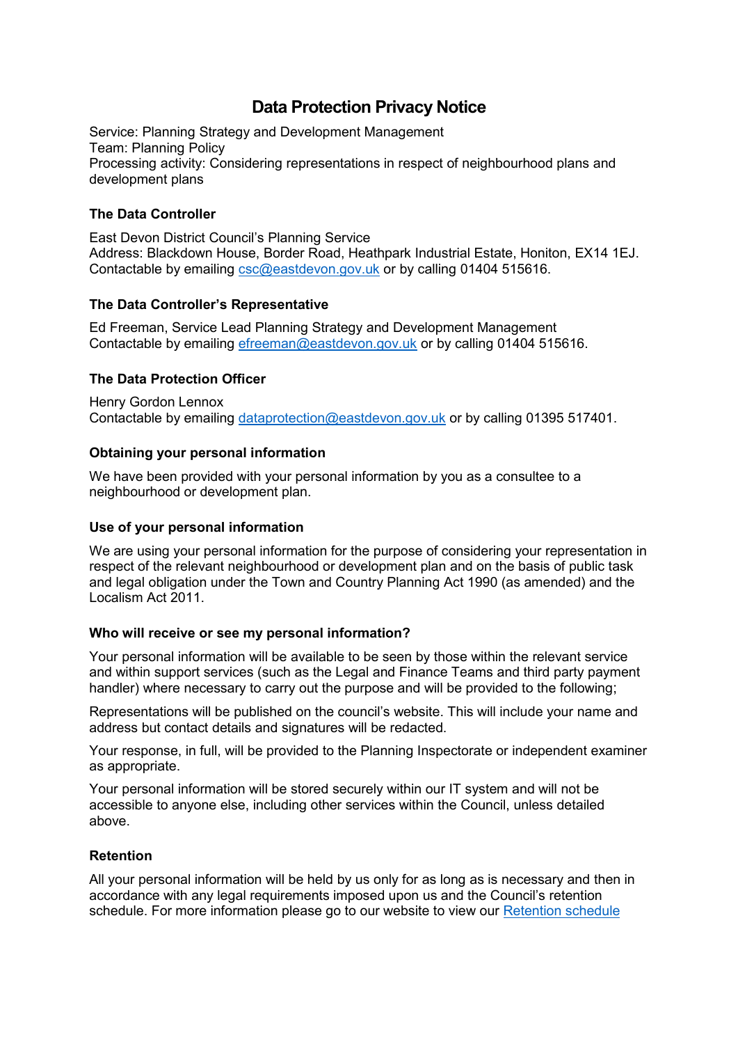# Data Protection Privacy Notice

Service: Planning Strategy and Development Management
Team: Planning Policy
Processing activity: Considering representations in respect of neighbourhood plans and development plans

### The Data Controller

East Devon District Council's Planning Service
Address: Blackdown House, Border Road, Heathpark Industrial Estate, Honiton, EX14 1EJ.
Contactable by emailing csc@eastdevon.gov.uk or by calling 01404 515616.

### The Data Controller's Representative

Ed Freeman, Service Lead Planning Strategy and Development Management
Contactable by emailing efreeman@eastdevon.gov.uk or by calling 01404 515616.

### The Data Protection Officer

Henry Gordon Lennox
Contactable by emailing dataprotection@eastdevon.gov.uk or by calling 01395 517401.

### Obtaining your personal information

We have been provided with your personal information by you as a consultee to a neighbourhood or development plan.

### Use of your personal information

We are using your personal information for the purpose of considering your representation in respect of the relevant neighbourhood or development plan and on the basis of public task and legal obligation under the Town and Country Planning Act 1990 (as amended) and the Localism Act 2011.

### Who will receive or see my personal information?

Your personal information will be available to be seen by those within the relevant service and within support services (such as the Legal and Finance Teams and third party payment handler) where necessary to carry out the purpose and will be provided to the following;

Representations will be published on the council's website. This will include your name and address but contact details and signatures will be redacted.

Your response, in full, will be provided to the Planning Inspectorate or independent examiner as appropriate.

Your personal information will be stored securely within our IT system and will not be accessible to anyone else, including other services within the Council, unless detailed above.

### Retention

All your personal information will be held by us only for as long as is necessary and then in accordance with any legal requirements imposed upon us and the Council's retention schedule. For more information please go to our website to view our Retention schedule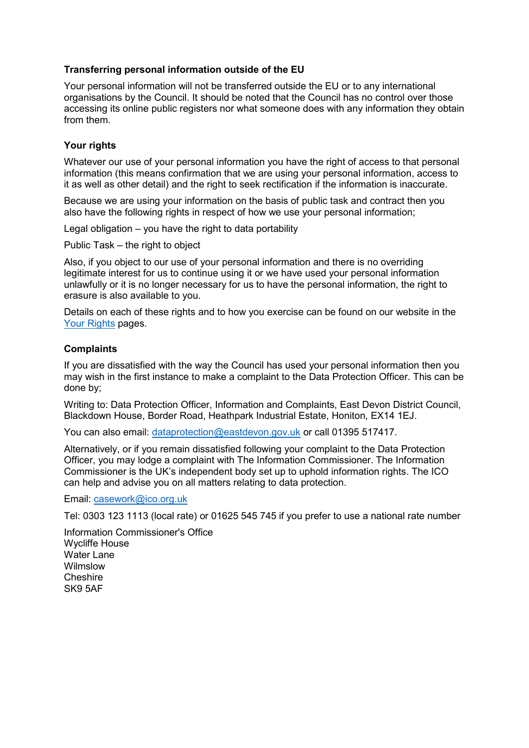### Transferring personal information outside of the EU

Your personal information will not be transferred outside the EU or to any international organisations by the Council. It should be noted that the Council has no control over those accessing its online public registers nor what someone does with any information they obtain from them.

### Your rights

Whatever our use of your personal information you have the right of access to that personal information (this means confirmation that we are using your personal information, access to it as well as other detail) and the right to seek rectification if the information is inaccurate.

Because we are using your information on the basis of public task and contract then you also have the following rights in respect of how we use your personal information;

Legal obligation – you have the right to data portability

Public Task – the right to object

Also, if you object to our use of your personal information and there is no overriding legitimate interest for us to continue using it or we have used your personal information unlawfully or it is no longer necessary for us to have the personal information, the right to erasure is also available to you.

Details on each of these rights and to how you exercise can be found on our website in the Your Rights pages.

### Complaints

If you are dissatisfied with the way the Council has used your personal information then you may wish in the first instance to make a complaint to the Data Protection Officer. This can be done by;

Writing to: Data Protection Officer, Information and Complaints, East Devon District Council, Blackdown House, Border Road, Heathpark Industrial Estate, Honiton, EX14 1EJ.

You can also email: dataprotection@eastdevon.gov.uk or call 01395 517417.

Alternatively, or if you remain dissatisfied following your complaint to the Data Protection Officer, you may lodge a complaint with The Information Commissioner. The Information Commissioner is the UK's independent body set up to uphold information rights. The ICO can help and advise you on all matters relating to data protection.

Email: casework@ico.org.uk

Tel: 0303 123 1113 (local rate) or 01625 545 745 if you prefer to use a national rate number

Information Commissioner's Office
Wycliffe House
Water Lane
Wilmslow
Cheshire
SK9 5AF